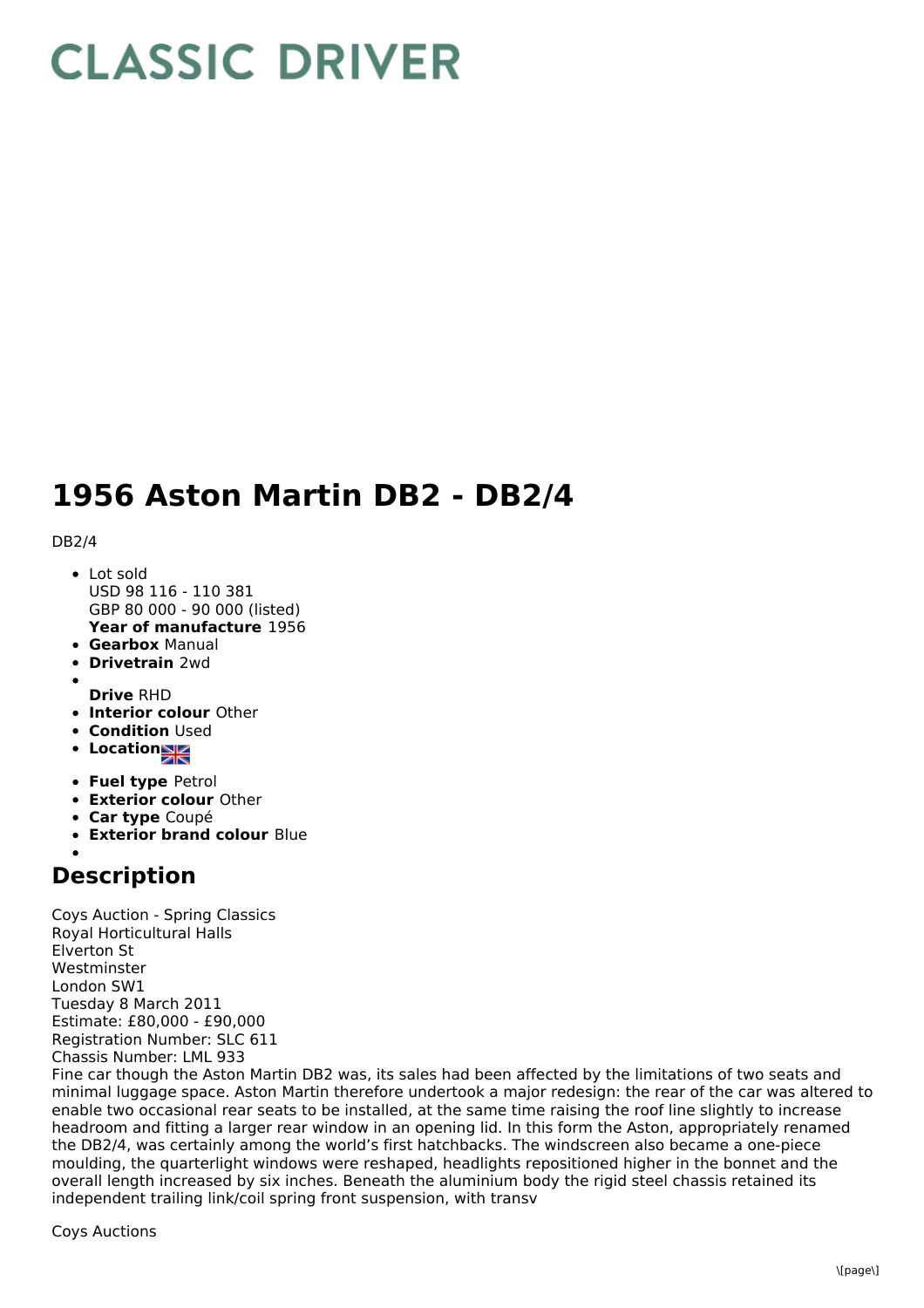# CLASSIC DRIVER

# 1956 Aston Martin DB2 - DB2/4

DB2/4

- Lot sold
  USD 98 116 - 110 381
  GBP 80 000 - 90 000 (listed)
  **Year of manufacture** 1956
- **Gearbox** Manual
- **Drivetrain** 2wd
- 
  **Drive** RHD
- **Interior colour** Other
- **Condition** Used
- **Location**
- **Fuel type** Petrol
- **Exterior colour** Other
- **Car type** Coupé
- **Exterior brand colour** Blue
- 

## Description

Coys Auction - Spring Classics
Royal Horticultural Halls
Elverton St
Westminster
London SW1
Tuesday 8 March 2011
Estimate: £80,000 - £90,000
Registration Number: SLC 611
Chassis Number: LML 933
Fine car though the Aston Martin DB2 was, its sales had been affected by the limitations of two seats and minimal luggage space. Aston Martin therefore undertook a major redesign: the rear of the car was altered to enable two occasional rear seats to be installed, at the same time raising the roof line slightly to increase headroom and fitting a larger rear window in an opening lid. In this form the Aston, appropriately renamed the DB2/4, was certainly among the world's first hatchbacks. The windscreen also became a one-piece moulding, the quarterlight windows were reshaped, headlights repositioned higher in the bonnet and the overall length increased by six inches. Beneath the aluminium body the rigid steel chassis retained its independent trailing link/coil spring front suspension, with transv

Coys Auctions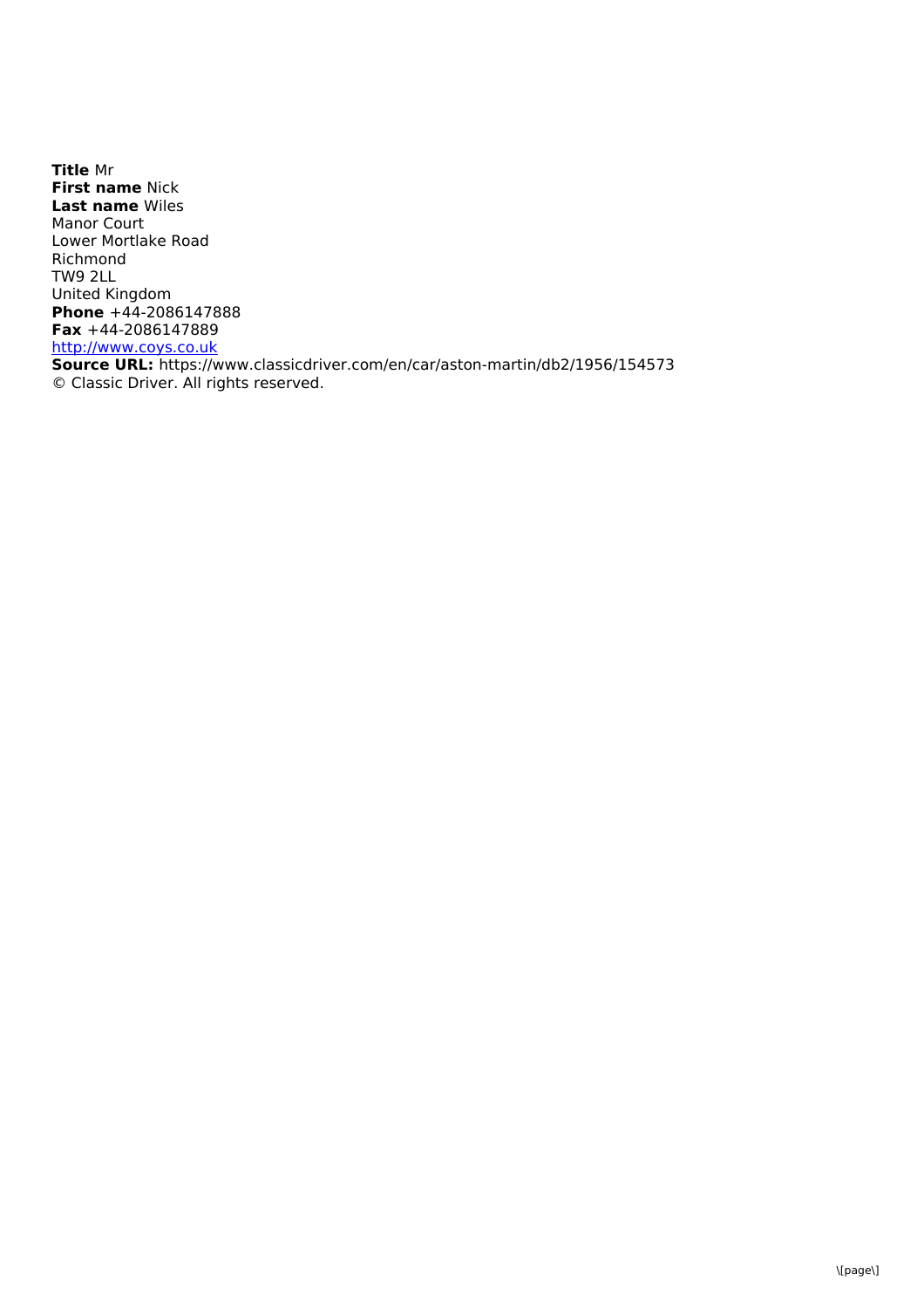**Title** Mr
**First name** Nick
**Last name** Wiles
Manor Court
Lower Mortlake Road
Richmond
TW9 2LL
United Kingdom
**Phone** +44-2086147888
**Fax** +44-2086147889
[http://www.coys.co.uk](http://www.coys.co.uk)
**Source URL:** https://www.classicdriver.com/en/car/aston-martin/db2/1956/154573
© Classic Driver. All rights reserved.